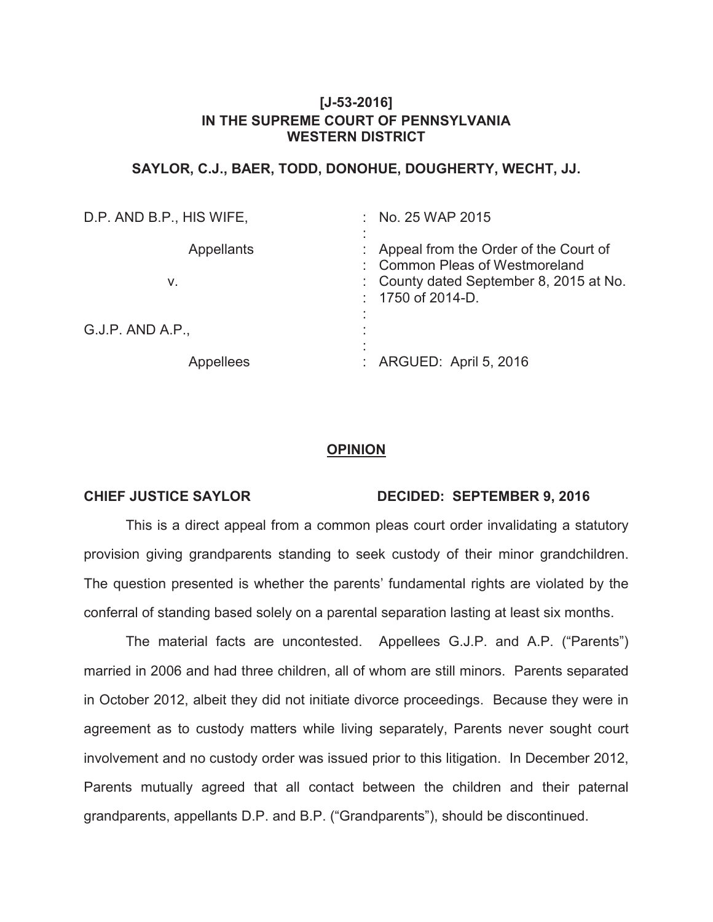**[J-53-2016]**
**IN THE SUPREME COURT OF PENNSYLVANIA**
**WESTERN DISTRICT**

**SAYLOR, C.J., BAER, TODD, DONOHUE, DOUGHERTY, WECHT, JJ.**

| | |
|---|---|
| D.P. AND B.P., HIS WIFE, | : No. 25 WAP 2015 |
| Appellants | : Appeal from the Order of the Court of Common Pleas of Westmoreland |
| v. | : County dated September 8, 2015 at No. 1750 of 2014-D. |
| G.J.P. AND A.P., | : |
| Appellees | : ARGUED: April 5, 2016 |

**OPINION**

**CHIEF JUSTICE SAYLOR** **DECIDED: SEPTEMBER 9, 2016**

This is a direct appeal from a common pleas court order invalidating a statutory provision giving grandparents standing to seek custody of their minor grandchildren. The question presented is whether the parents' fundamental rights are violated by the conferral of standing based solely on a parental separation lasting at least six months.

The material facts are uncontested. Appellees G.J.P. and A.P. ("Parents") married in 2006 and had three children, all of whom are still minors. Parents separated in October 2012, albeit they did not initiate divorce proceedings. Because they were in agreement as to custody matters while living separately, Parents never sought court involvement and no custody order was issued prior to this litigation. In December 2012, Parents mutually agreed that all contact between the children and their paternal grandparents, appellants D.P. and B.P. ("Grandparents"), should be discontinued.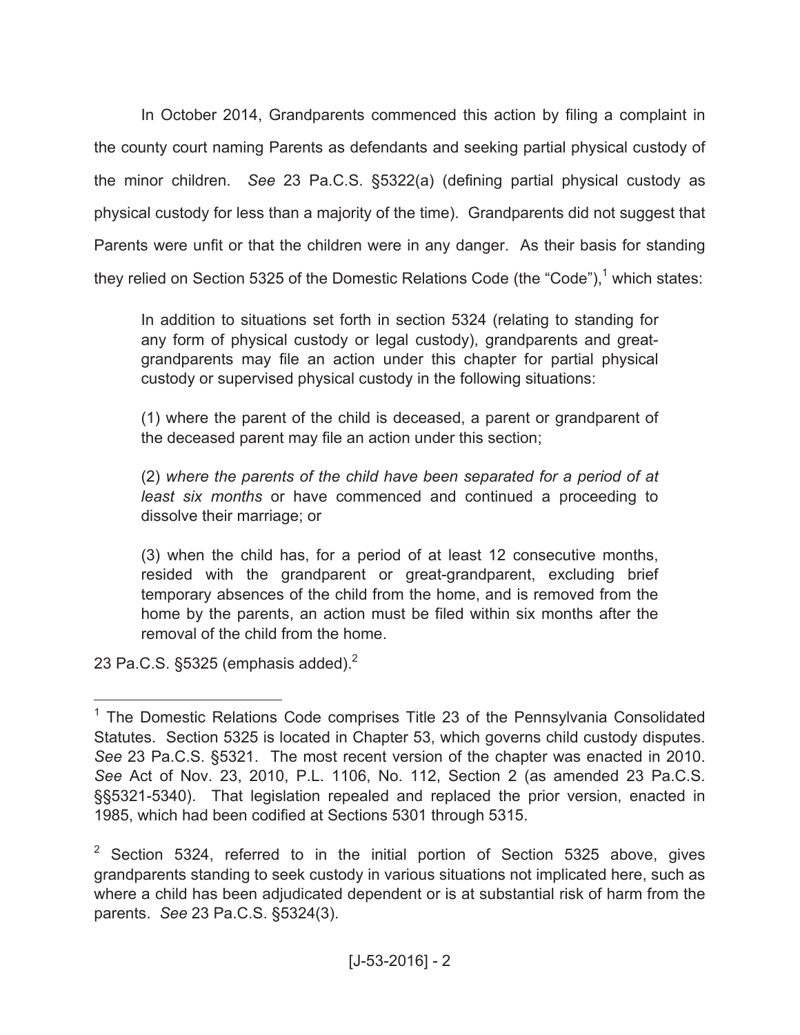In October 2014, Grandparents commenced this action by filing a complaint in the county court naming Parents as defendants and seeking partial physical custody of the minor children. *See* 23 Pa.C.S. §5322(a) (defining partial physical custody as physical custody for less than a majority of the time). Grandparents did not suggest that Parents were unfit or that the children were in any danger. As their basis for standing they relied on Section 5325 of the Domestic Relations Code (the "Code"),[1] which states:

> In addition to situations set forth in section 5324 (relating to standing for any form of physical custody or legal custody), grandparents and great-grandparents may file an action under this chapter for partial physical custody or supervised physical custody in the following situations:
>
> (1) where the parent of the child is deceased, a parent or grandparent of the deceased parent may file an action under this section;
>
> (2) *where the parents of the child have been separated for a period of at least six months* or have commenced and continued a proceeding to dissolve their marriage; or
>
> (3) when the child has, for a period of at least 12 consecutive months, resided with the grandparent or great-grandparent, excluding brief temporary absences of the child from the home, and is removed from the home by the parents, an action must be filed within six months after the removal of the child from the home.

23 Pa.C.S. §5325 (emphasis added).[2]

---

[1] The Domestic Relations Code comprises Title 23 of the Pennsylvania Consolidated Statutes. Section 5325 is located in Chapter 53, which governs child custody disputes. *See* 23 Pa.C.S. §5321. The most recent version of the chapter was enacted in 2010. *See* Act of Nov. 23, 2010, P.L. 1106, No. 112, Section 2 (as amended 23 Pa.C.S. §§5321-5340). That legislation repealed and replaced the prior version, enacted in 1985, which had been codified at Sections 5301 through 5315.

[2] Section 5324, referred to in the initial portion of Section 5325 above, gives grandparents standing to seek custody in various situations not implicated here, such as where a child has been adjudicated dependent or is at substantial risk of harm from the parents. *See* 23 Pa.C.S. §5324(3).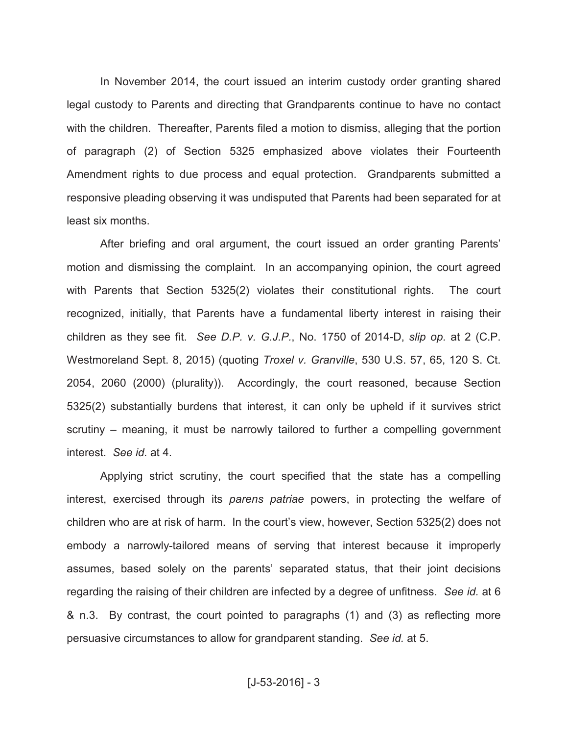In November 2014, the court issued an interim custody order granting shared legal custody to Parents and directing that Grandparents continue to have no contact with the children. Thereafter, Parents filed a motion to dismiss, alleging that the portion of paragraph (2) of Section 5325 emphasized above violates their Fourteenth Amendment rights to due process and equal protection. Grandparents submitted a responsive pleading observing it was undisputed that Parents had been separated for at least six months.

After briefing and oral argument, the court issued an order granting Parents' motion and dismissing the complaint. In an accompanying opinion, the court agreed with Parents that Section 5325(2) violates their constitutional rights. The court recognized, initially, that Parents have a fundamental liberty interest in raising their children as they see fit. *See D.P. v. G.J.P.*, No. 1750 of 2014-D, *slip op.* at 2 (C.P. Westmoreland Sept. 8, 2015) (quoting *Troxel v. Granville*, 530 U.S. 57, 65, 120 S. Ct. 2054, 2060 (2000) (plurality)). Accordingly, the court reasoned, because Section 5325(2) substantially burdens that interest, it can only be upheld if it survives strict scrutiny – meaning, it must be narrowly tailored to further a compelling government interest. *See id.* at 4.

Applying strict scrutiny, the court specified that the state has a compelling interest, exercised through its *parens patriae* powers, in protecting the welfare of children who are at risk of harm. In the court's view, however, Section 5325(2) does not embody a narrowly-tailored means of serving that interest because it improperly assumes, based solely on the parents' separated status, that their joint decisions regarding the raising of their children are infected by a degree of unfitness. *See id.* at 6 & n.3. By contrast, the court pointed to paragraphs (1) and (3) as reflecting more persuasive circumstances to allow for grandparent standing. *See id.* at 5.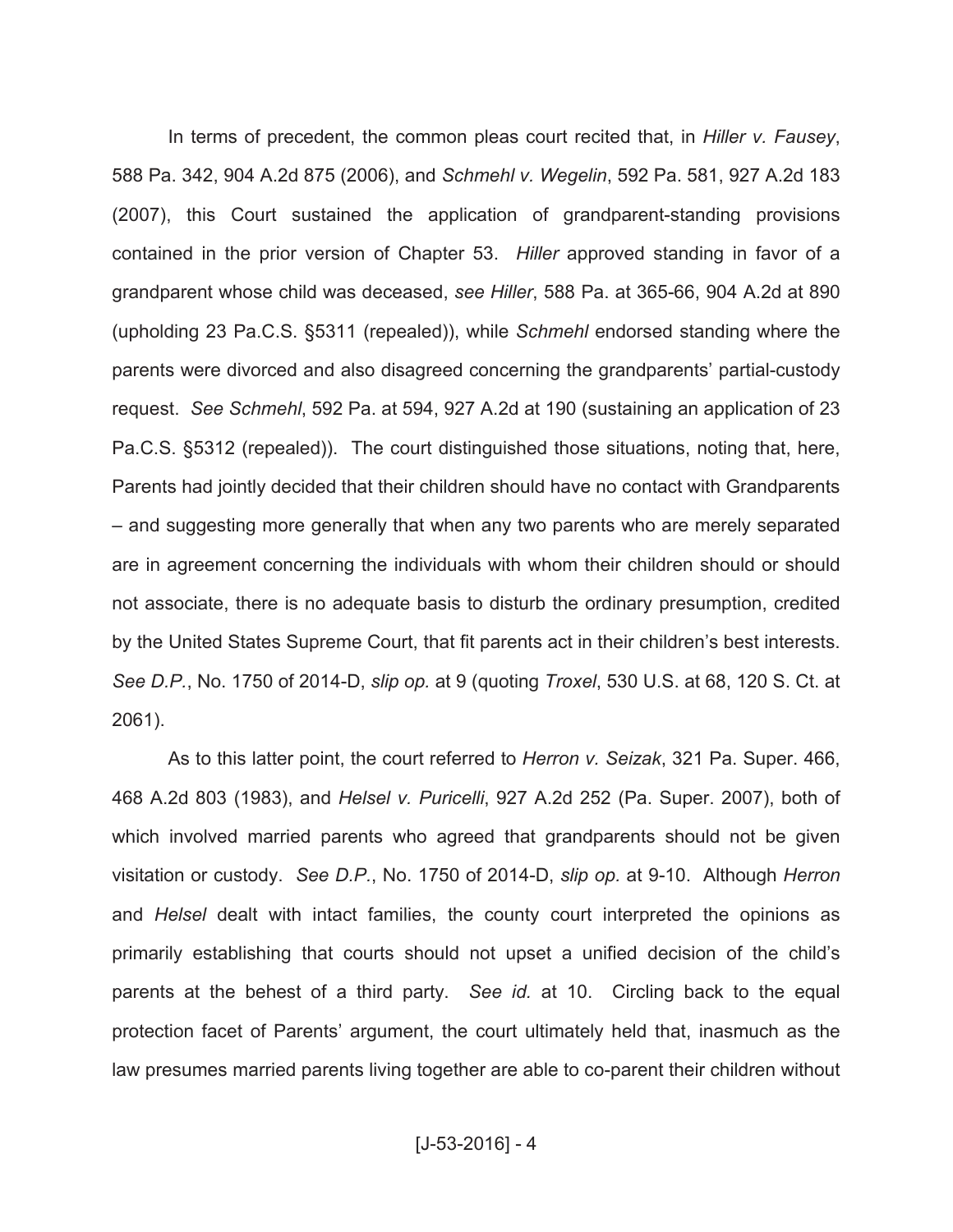In terms of precedent, the common pleas court recited that, in *Hiller v. Fausey*, 588 Pa. 342, 904 A.2d 875 (2006), and *Schmehl v. Wegelin*, 592 Pa. 581, 927 A.2d 183 (2007), this Court sustained the application of grandparent-standing provisions contained in the prior version of Chapter 53. *Hiller* approved standing in favor of a grandparent whose child was deceased, *see Hiller*, 588 Pa. at 365-66, 904 A.2d at 890 (upholding 23 Pa.C.S. §5311 (repealed)), while *Schmehl* endorsed standing where the parents were divorced and also disagreed concerning the grandparents' partial-custody request. *See Schmehl*, 592 Pa. at 594, 927 A.2d at 190 (sustaining an application of 23 Pa.C.S. §5312 (repealed)). The court distinguished those situations, noting that, here, Parents had jointly decided that their children should have no contact with Grandparents – and suggesting more generally that when any two parents who are merely separated are in agreement concerning the individuals with whom their children should or should not associate, there is no adequate basis to disturb the ordinary presumption, credited by the United States Supreme Court, that fit parents act in their children's best interests. *See D.P.*, No. 1750 of 2014-D, *slip op.* at 9 (quoting *Troxel*, 530 U.S. at 68, 120 S. Ct. at 2061).

As to this latter point, the court referred to *Herron v. Seizak*, 321 Pa. Super. 466, 468 A.2d 803 (1983), and *Helsel v. Puricelli*, 927 A.2d 252 (Pa. Super. 2007), both of which involved married parents who agreed that grandparents should not be given visitation or custody. *See D.P.*, No. 1750 of 2014-D, *slip op.* at 9-10. Although *Herron* and *Helsel* dealt with intact families, the county court interpreted the opinions as primarily establishing that courts should not upset a unified decision of the child's parents at the behest of a third party. *See id.* at 10. Circling back to the equal protection facet of Parents' argument, the court ultimately held that, inasmuch as the law presumes married parents living together are able to co-parent their children without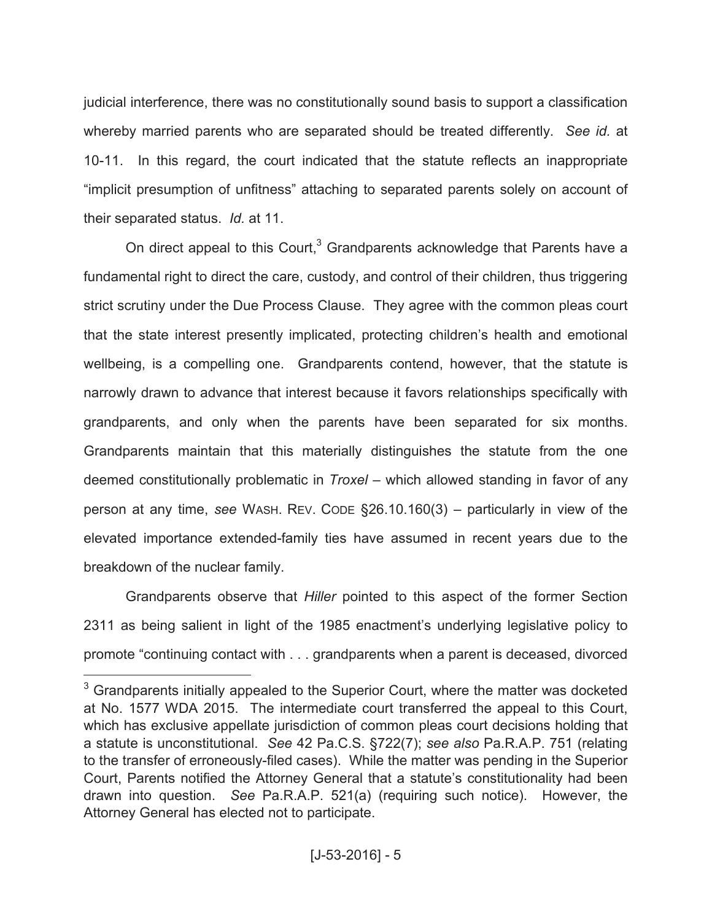judicial interference, there was no constitutionally sound basis to support a classification whereby married parents who are separated should be treated differently. *See id.* at 10-11. In this regard, the court indicated that the statute reflects an inappropriate "implicit presumption of unfitness" attaching to separated parents solely on account of their separated status. *Id.* at 11.

On direct appeal to this Court,[3] Grandparents acknowledge that Parents have a fundamental right to direct the care, custody, and control of their children, thus triggering strict scrutiny under the Due Process Clause. They agree with the common pleas court that the state interest presently implicated, protecting children's health and emotional wellbeing, is a compelling one. Grandparents contend, however, that the statute is narrowly drawn to advance that interest because it favors relationships specifically with grandparents, and only when the parents have been separated for six months. Grandparents maintain that this materially distinguishes the statute from the one deemed constitutionally problematic in *Troxel* – which allowed standing in favor of any person at any time, *see* WASH. REV. CODE §26.10.160(3) – particularly in view of the elevated importance extended-family ties have assumed in recent years due to the breakdown of the nuclear family.

Grandparents observe that *Hiller* pointed to this aspect of the former Section 2311 as being salient in light of the 1985 enactment's underlying legislative policy to promote "continuing contact with . . . grandparents when a parent is deceased, divorced

---

[3] Grandparents initially appealed to the Superior Court, where the matter was docketed at No. 1577 WDA 2015. The intermediate court transferred the appeal to this Court, which has exclusive appellate jurisdiction of common pleas court decisions holding that a statute is unconstitutional. *See* 42 Pa.C.S. §722(7); *see also* Pa.R.A.P. 751 (relating to the transfer of erroneously-filed cases). While the matter was pending in the Superior Court, Parents notified the Attorney General that a statute's constitutionality had been drawn into question. *See* Pa.R.A.P. 521(a) (requiring such notice). However, the Attorney General has elected not to participate.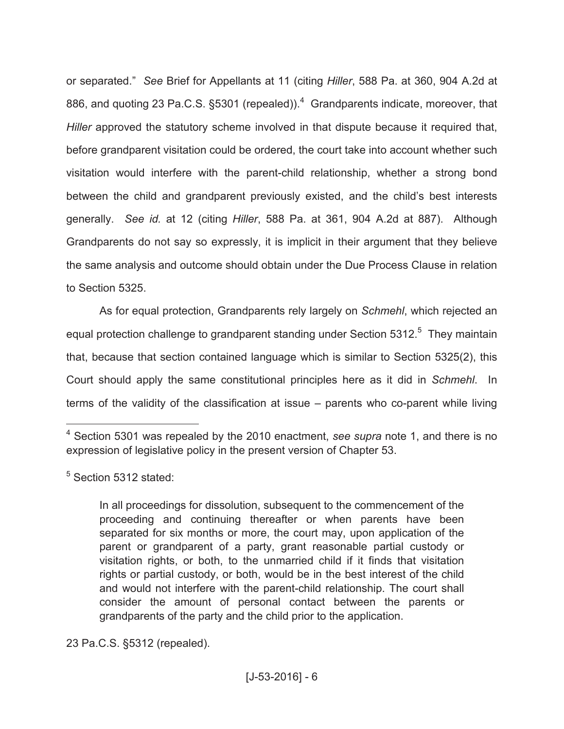or separated." *See* Brief for Appellants at 11 (citing *Hiller*, 588 Pa. at 360, 904 A.2d at 886, and quoting 23 Pa.C.S. §5301 (repealed)).[4] Grandparents indicate, moreover, that *Hiller* approved the statutory scheme involved in that dispute because it required that, before grandparent visitation could be ordered, the court take into account whether such visitation would interfere with the parent-child relationship, whether a strong bond between the child and grandparent previously existed, and the child's best interests generally. *See id.* at 12 (citing *Hiller*, 588 Pa. at 361, 904 A.2d at 887). Although Grandparents do not say so expressly, it is implicit in their argument that they believe the same analysis and outcome should obtain under the Due Process Clause in relation to Section 5325.

As for equal protection, Grandparents rely largely on *Schmehl*, which rejected an equal protection challenge to grandparent standing under Section 5312.[5] They maintain that, because that section contained language which is similar to Section 5325(2), this Court should apply the same constitutional principles here as it did in *Schmehl*. In terms of the validity of the classification at issue – parents who co-parent while living

---

[4] Section 5301 was repealed by the 2010 enactment, *see supra* note 1, and there is no expression of legislative policy in the present version of Chapter 53.

[5] Section 5312 stated:

> In all proceedings for dissolution, subsequent to the commencement of the proceeding and continuing thereafter or when parents have been separated for six months or more, the court may, upon application of the parent or grandparent of a party, grant reasonable partial custody or visitation rights, or both, to the unmarried child if it finds that visitation rights or partial custody, or both, would be in the best interest of the child and would not interfere with the parent-child relationship. The court shall consider the amount of personal contact between the parents or grandparents of the party and the child prior to the application.

23 Pa.C.S. §5312 (repealed).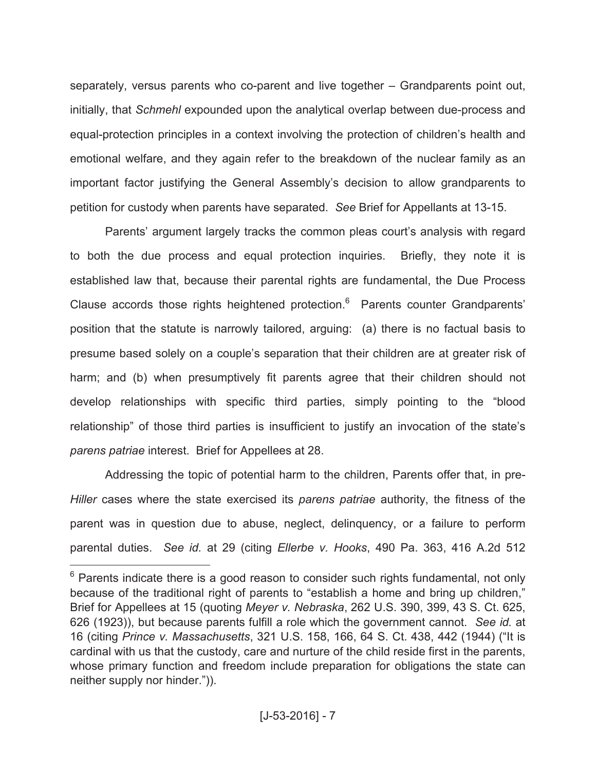separately, versus parents who co-parent and live together – Grandparents point out, initially, that *Schmehl* expounded upon the analytical overlap between due-process and equal-protection principles in a context involving the protection of children's health and emotional welfare, and they again refer to the breakdown of the nuclear family as an important factor justifying the General Assembly's decision to allow grandparents to petition for custody when parents have separated. *See* Brief for Appellants at 13-15.

Parents' argument largely tracks the common pleas court's analysis with regard to both the due process and equal protection inquiries. Briefly, they note it is established law that, because their parental rights are fundamental, the Due Process Clause accords those rights heightened protection.[6] Parents counter Grandparents' position that the statute is narrowly tailored, arguing: (a) there is no factual basis to presume based solely on a couple's separation that their children are at greater risk of harm; and (b) when presumptively fit parents agree that their children should not develop relationships with specific third parties, simply pointing to the "blood relationship" of those third parties is insufficient to justify an invocation of the state's *parens patriae* interest. Brief for Appellees at 28.

Addressing the topic of potential harm to the children, Parents offer that, in pre-*Hiller* cases where the state exercised its *parens patriae* authority, the fitness of the parent was in question due to abuse, neglect, delinquency, or a failure to perform parental duties. *See id.* at 29 (citing *Ellerbe v. Hooks*, 490 Pa. 363, 416 A.2d 512

---

[6] Parents indicate there is a good reason to consider such rights fundamental, not only because of the traditional right of parents to "establish a home and bring up children," Brief for Appellees at 15 (quoting *Meyer v. Nebraska*, 262 U.S. 390, 399, 43 S. Ct. 625, 626 (1923)), but because parents fulfill a role which the government cannot. *See id.* at 16 (citing *Prince v. Massachusetts*, 321 U.S. 158, 166, 64 S. Ct. 438, 442 (1944) ("It is cardinal with us that the custody, care and nurture of the child reside first in the parents, whose primary function and freedom include preparation for obligations the state can neither supply nor hinder.")).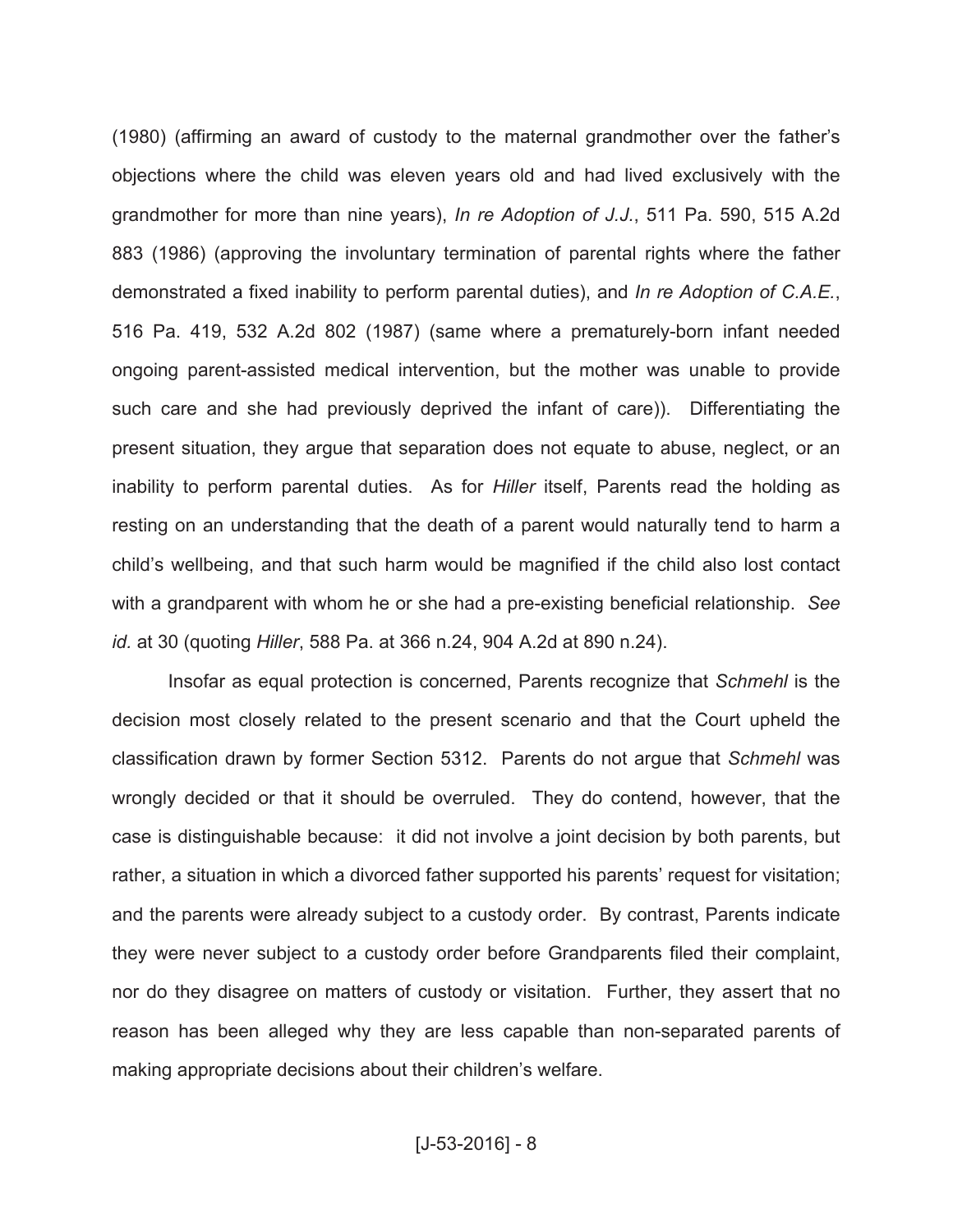(1980) (affirming an award of custody to the maternal grandmother over the father's objections where the child was eleven years old and had lived exclusively with the grandmother for more than nine years), *In re Adoption of J.J.*, 511 Pa. 590, 515 A.2d 883 (1986) (approving the involuntary termination of parental rights where the father demonstrated a fixed inability to perform parental duties), and *In re Adoption of C.A.E.*, 516 Pa. 419, 532 A.2d 802 (1987) (same where a prematurely-born infant needed ongoing parent-assisted medical intervention, but the mother was unable to provide such care and she had previously deprived the infant of care)). Differentiating the present situation, they argue that separation does not equate to abuse, neglect, or an inability to perform parental duties. As for *Hiller* itself, Parents read the holding as resting on an understanding that the death of a parent would naturally tend to harm a child's wellbeing, and that such harm would be magnified if the child also lost contact with a grandparent with whom he or she had a pre-existing beneficial relationship. *See id.* at 30 (quoting *Hiller*, 588 Pa. at 366 n.24, 904 A.2d at 890 n.24).

Insofar as equal protection is concerned, Parents recognize that *Schmehl* is the decision most closely related to the present scenario and that the Court upheld the classification drawn by former Section 5312. Parents do not argue that *Schmehl* was wrongly decided or that it should be overruled. They do contend, however, that the case is distinguishable because: it did not involve a joint decision by both parents, but rather, a situation in which a divorced father supported his parents' request for visitation; and the parents were already subject to a custody order. By contrast, Parents indicate they were never subject to a custody order before Grandparents filed their complaint, nor do they disagree on matters of custody or visitation. Further, they assert that no reason has been alleged why they are less capable than non-separated parents of making appropriate decisions about their children's welfare.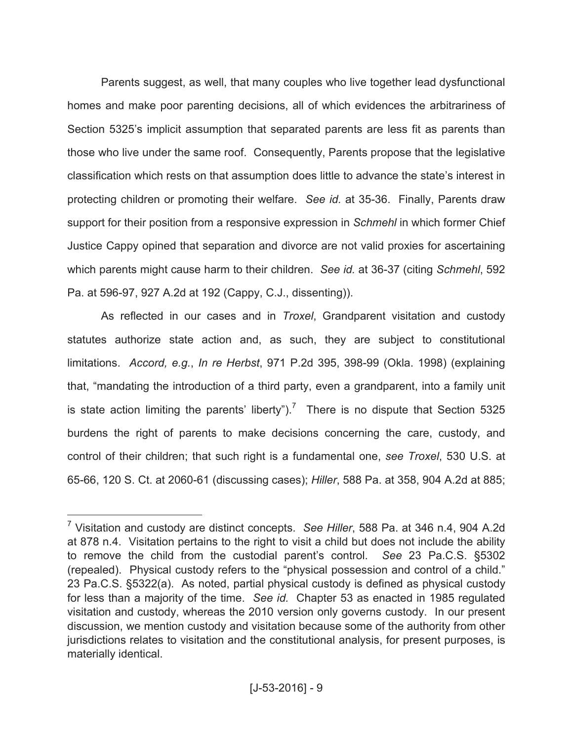Parents suggest, as well, that many couples who live together lead dysfunctional homes and make poor parenting decisions, all of which evidences the arbitrariness of Section 5325's implicit assumption that separated parents are less fit as parents than those who live under the same roof. Consequently, Parents propose that the legislative classification which rests on that assumption does little to advance the state's interest in protecting children or promoting their welfare. *See id.* at 35-36. Finally, Parents draw support for their position from a responsive expression in *Schmehl* in which former Chief Justice Cappy opined that separation and divorce are not valid proxies for ascertaining which parents might cause harm to their children. *See id.* at 36-37 (citing *Schmehl*, 592 Pa. at 596-97, 927 A.2d at 192 (Cappy, C.J., dissenting)).

As reflected in our cases and in *Troxel*, Grandparent visitation and custody statutes authorize state action and, as such, they are subject to constitutional limitations. *Accord, e.g.*, *In re Herbst*, 971 P.2d 395, 398-99 (Okla. 1998) (explaining that, "mandating the introduction of a third party, even a grandparent, into a family unit is state action limiting the parents' liberty").[7] There is no dispute that Section 5325 burdens the right of parents to make decisions concerning the care, custody, and control of their children; that such right is a fundamental one, *see Troxel*, 530 U.S. at 65-66, 120 S. Ct. at 2060-61 (discussing cases); *Hiller*, 588 Pa. at 358, 904 A.2d at 885;

---

[7] Visitation and custody are distinct concepts. *See Hiller*, 588 Pa. at 346 n.4, 904 A.2d at 878 n.4. Visitation pertains to the right to visit a child but does not include the ability to remove the child from the custodial parent's control. *See* 23 Pa.C.S. §5302 (repealed). Physical custody refers to the "physical possession and control of a child." 23 Pa.C.S. §5322(a). As noted, partial physical custody is defined as physical custody for less than a majority of the time. *See id.* Chapter 53 as enacted in 1985 regulated visitation and custody, whereas the 2010 version only governs custody. In our present discussion, we mention custody and visitation because some of the authority from other jurisdictions relates to visitation and the constitutional analysis, for present purposes, is materially identical.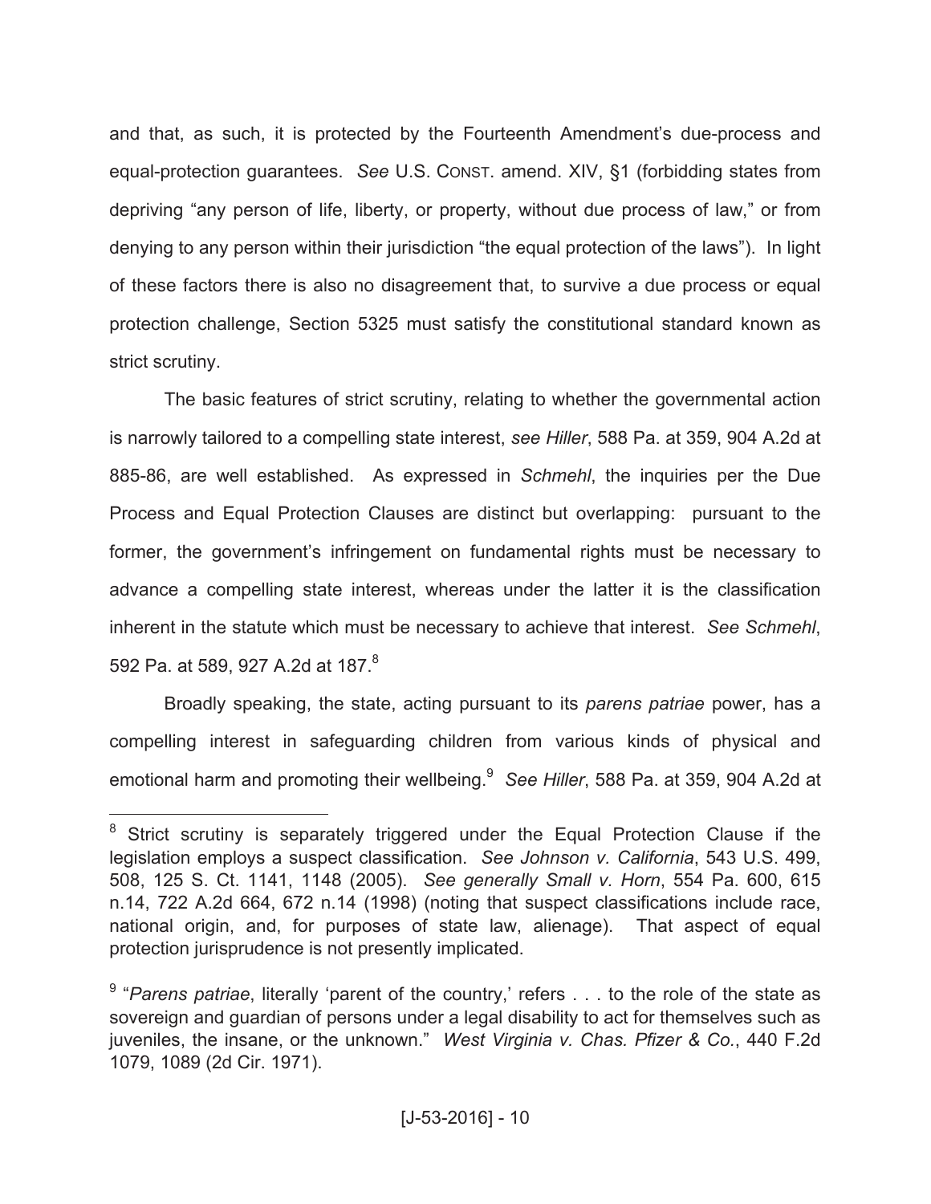and that, as such, it is protected by the Fourteenth Amendment's due-process and equal-protection guarantees. *See* U.S. CONST. amend. XIV, §1 (forbidding states from depriving "any person of life, liberty, or property, without due process of law," or from denying to any person within their jurisdiction "the equal protection of the laws"). In light of these factors there is also no disagreement that, to survive a due process or equal protection challenge, Section 5325 must satisfy the constitutional standard known as strict scrutiny.

The basic features of strict scrutiny, relating to whether the governmental action is narrowly tailored to a compelling state interest, *see Hiller*, 588 Pa. at 359, 904 A.2d at 885-86, are well established. As expressed in *Schmehl*, the inquiries per the Due Process and Equal Protection Clauses are distinct but overlapping: pursuant to the former, the government's infringement on fundamental rights must be necessary to advance a compelling state interest, whereas under the latter it is the classification inherent in the statute which must be necessary to achieve that interest. *See Schmehl*, 592 Pa. at 589, 927 A.2d at 187.[8]

Broadly speaking, the state, acting pursuant to its *parens patriae* power, has a compelling interest in safeguarding children from various kinds of physical and emotional harm and promoting their wellbeing.[9] *See Hiller*, 588 Pa. at 359, 904 A.2d at

---

[8] Strict scrutiny is separately triggered under the Equal Protection Clause if the legislation employs a suspect classification. *See Johnson v. California*, 543 U.S. 499, 508, 125 S. Ct. 1141, 1148 (2005). *See generally Small v. Horn*, 554 Pa. 600, 615 n.14, 722 A.2d 664, 672 n.14 (1998) (noting that suspect classifications include race, national origin, and, for purposes of state law, alienage). That aspect of equal protection jurisprudence is not presently implicated.

[9] "*Parens patriae*, literally 'parent of the country,' refers . . . to the role of the state as sovereign and guardian of persons under a legal disability to act for themselves such as juveniles, the insane, or the unknown." *West Virginia v. Chas. Pfizer & Co.*, 440 F.2d 1079, 1089 (2d Cir. 1971).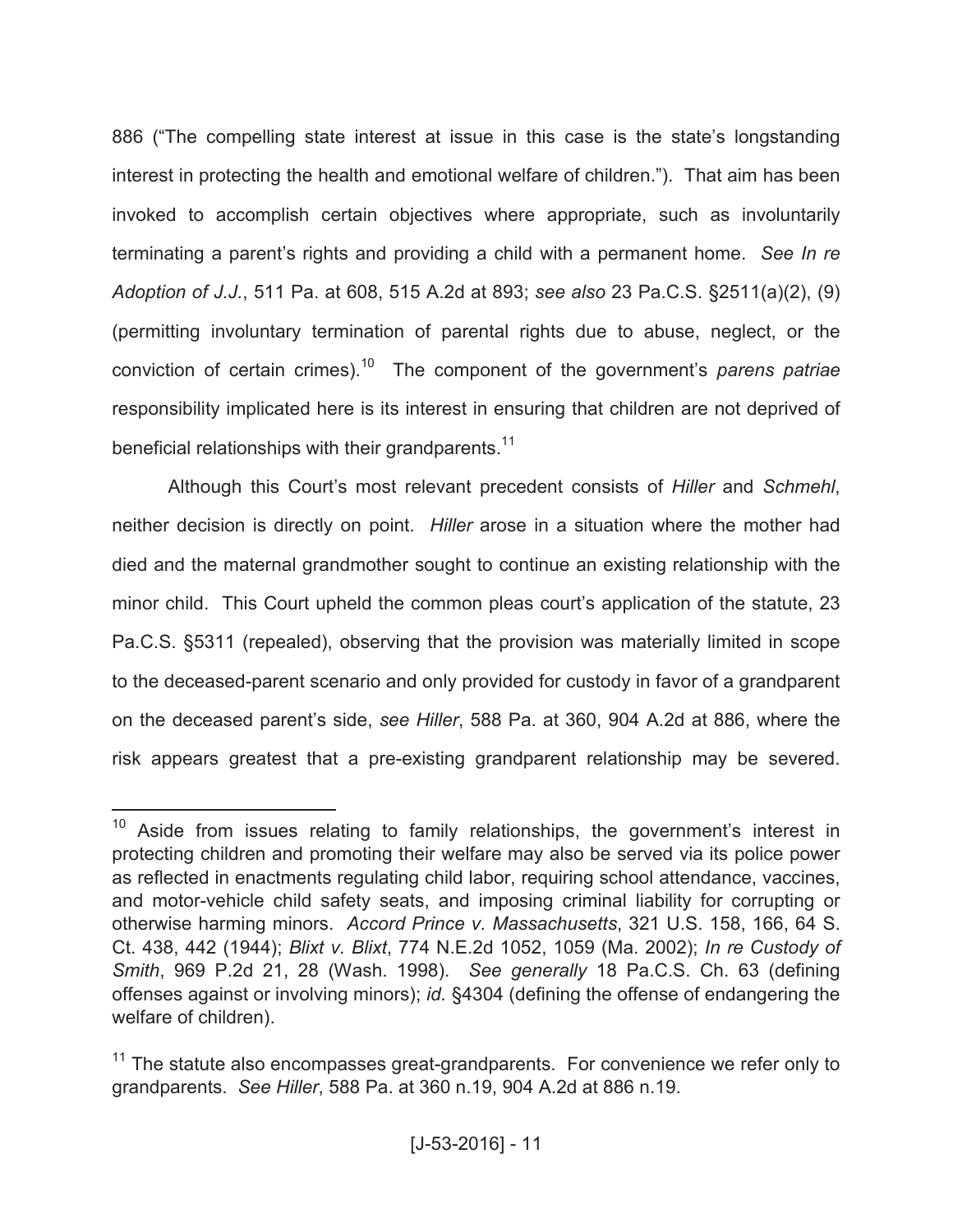886 ("The compelling state interest at issue in this case is the state's longstanding interest in protecting the health and emotional welfare of children."). That aim has been invoked to accomplish certain objectives where appropriate, such as involuntarily terminating a parent's rights and providing a child with a permanent home. *See In re Adoption of J.J.*, 511 Pa. at 608, 515 A.2d at 893; *see also* 23 Pa.C.S. §2511(a)(2), (9) (permitting involuntary termination of parental rights due to abuse, neglect, or the conviction of certain crimes).[10] The component of the government's *parens patriae* responsibility implicated here is its interest in ensuring that children are not deprived of beneficial relationships with their grandparents.[11]

Although this Court's most relevant precedent consists of *Hiller* and *Schmehl*, neither decision is directly on point. *Hiller* arose in a situation where the mother had died and the maternal grandmother sought to continue an existing relationship with the minor child. This Court upheld the common pleas court's application of the statute, 23 Pa.C.S. §5311 (repealed), observing that the provision was materially limited in scope to the deceased-parent scenario and only provided for custody in favor of a grandparent on the deceased parent's side, *see Hiller*, 588 Pa. at 360, 904 A.2d at 886, where the risk appears greatest that a pre-existing grandparent relationship may be severed.

---

[10] Aside from issues relating to family relationships, the government's interest in protecting children and promoting their welfare may also be served via its police power as reflected in enactments regulating child labor, requiring school attendance, vaccines, and motor-vehicle child safety seats, and imposing criminal liability for corrupting or otherwise harming minors. *Accord Prince v. Massachusetts*, 321 U.S. 158, 166, 64 S. Ct. 438, 442 (1944); *Blixt v. Blixt*, 774 N.E.2d 1052, 1059 (Ma. 2002); *In re Custody of Smith*, 969 P.2d 21, 28 (Wash. 1998). *See generally* 18 Pa.C.S. Ch. 63 (defining offenses against or involving minors); *id.* §4304 (defining the offense of endangering the welfare of children).

[11] The statute also encompasses great-grandparents. For convenience we refer only to grandparents. *See Hiller*, 588 Pa. at 360 n.19, 904 A.2d at 886 n.19.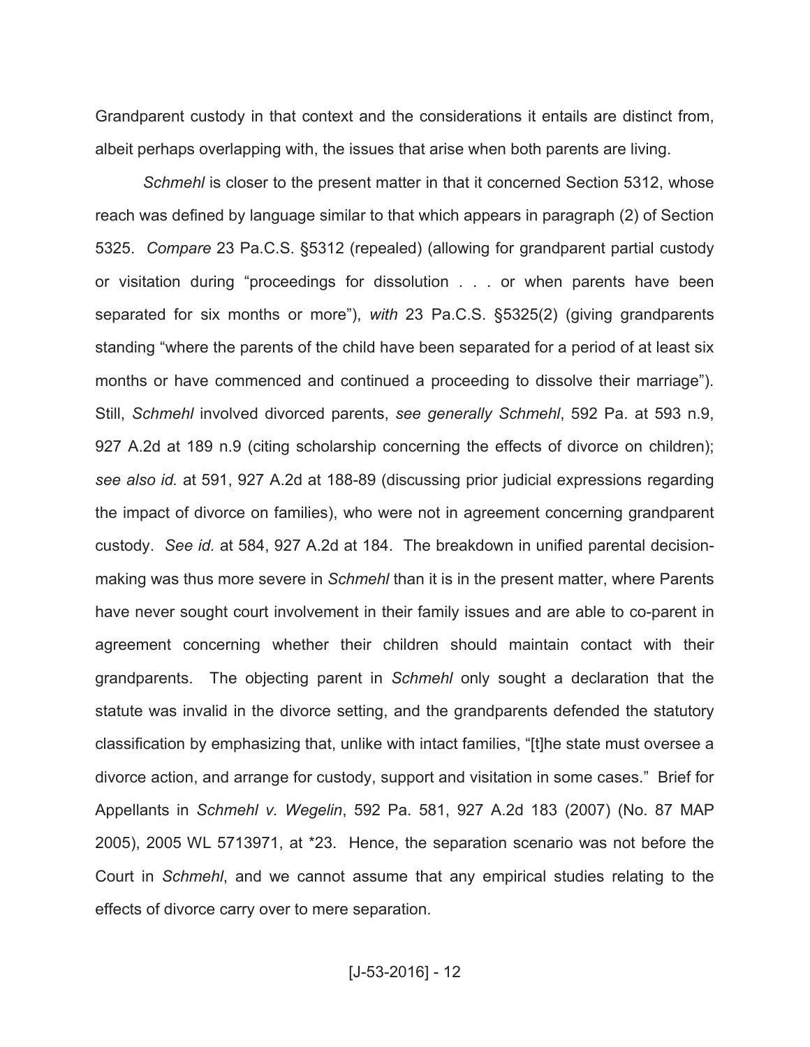Grandparent custody in that context and the considerations it entails are distinct from, albeit perhaps overlapping with, the issues that arise when both parents are living.

*Schmehl* is closer to the present matter in that it concerned Section 5312, whose reach was defined by language similar to that which appears in paragraph (2) of Section 5325. *Compare* 23 Pa.C.S. §5312 (repealed) (allowing for grandparent partial custody or visitation during "proceedings for dissolution . . . or when parents have been separated for six months or more"), *with* 23 Pa.C.S. §5325(2) (giving grandparents standing "where the parents of the child have been separated for a period of at least six months or have commenced and continued a proceeding to dissolve their marriage"). Still, *Schmehl* involved divorced parents, *see generally Schmehl*, 592 Pa. at 593 n.9, 927 A.2d at 189 n.9 (citing scholarship concerning the effects of divorce on children); *see also id.* at 591, 927 A.2d at 188-89 (discussing prior judicial expressions regarding the impact of divorce on families), who were not in agreement concerning grandparent custody. *See id.* at 584, 927 A.2d at 184. The breakdown in unified parental decision-making was thus more severe in *Schmehl* than it is in the present matter, where Parents have never sought court involvement in their family issues and are able to co-parent in agreement concerning whether their children should maintain contact with their grandparents. The objecting parent in *Schmehl* only sought a declaration that the statute was invalid in the divorce setting, and the grandparents defended the statutory classification by emphasizing that, unlike with intact families, "[t]he state must oversee a divorce action, and arrange for custody, support and visitation in some cases." Brief for Appellants in *Schmehl v. Wegelin*, 592 Pa. 581, 927 A.2d 183 (2007) (No. 87 MAP 2005), 2005 WL 5713971, at *23. Hence, the separation scenario was not before the Court in *Schmehl*, and we cannot assume that any empirical studies relating to the effects of divorce carry over to mere separation.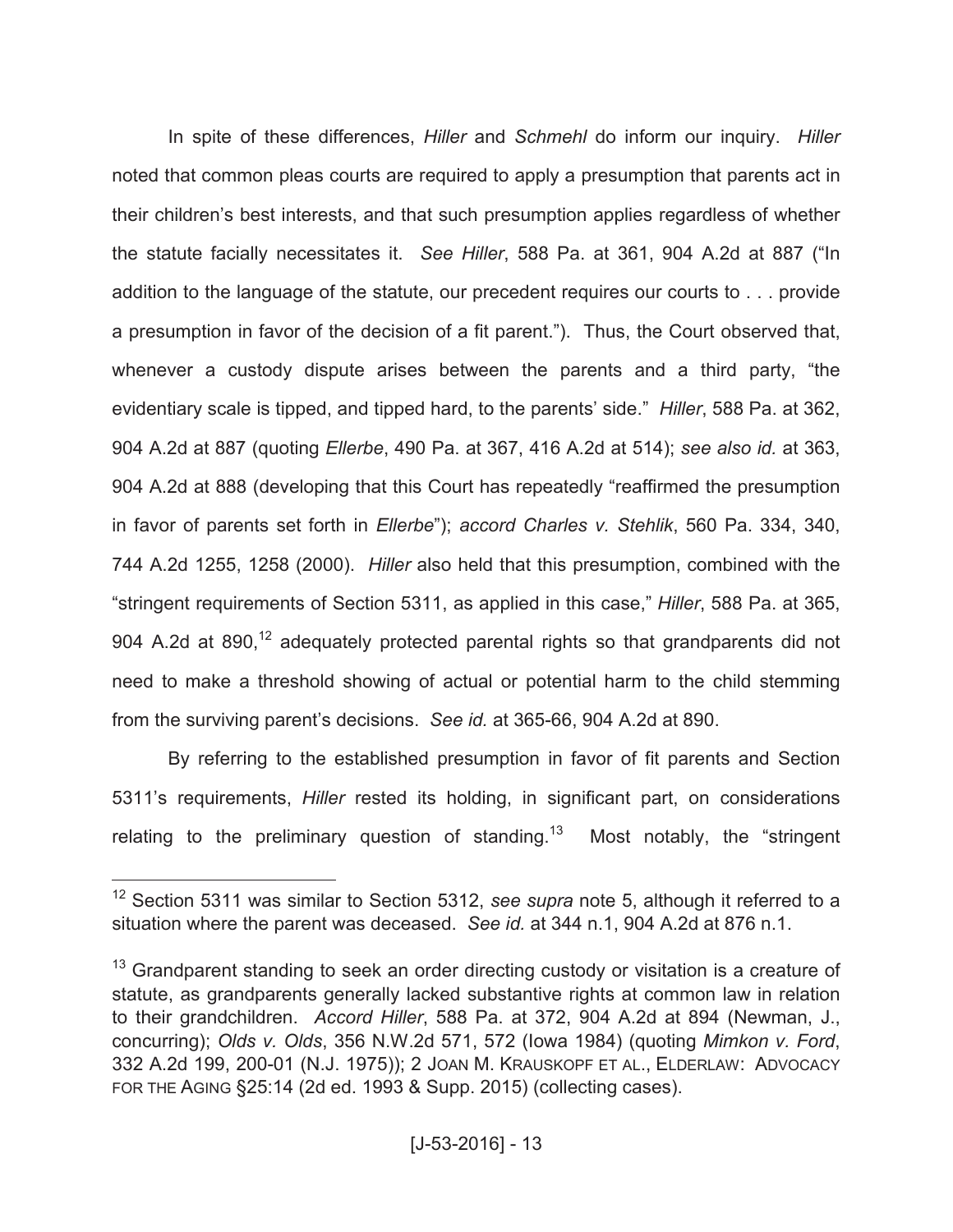In spite of these differences, *Hiller* and *Schmehl* do inform our inquiry. *Hiller* noted that common pleas courts are required to apply a presumption that parents act in their children's best interests, and that such presumption applies regardless of whether the statute facially necessitates it. *See Hiller*, 588 Pa. at 361, 904 A.2d at 887 ("In addition to the language of the statute, our precedent requires our courts to . . . provide a presumption in favor of the decision of a fit parent."). Thus, the Court observed that, whenever a custody dispute arises between the parents and a third party, "the evidentiary scale is tipped, and tipped hard, to the parents' side." *Hiller*, 588 Pa. at 362, 904 A.2d at 887 (quoting *Ellerbe*, 490 Pa. at 367, 416 A.2d at 514); *see also id.* at 363, 904 A.2d at 888 (developing that this Court has repeatedly "reaffirmed the presumption in favor of parents set forth in *Ellerbe*"); *accord Charles v. Stehlik*, 560 Pa. 334, 340, 744 A.2d 1255, 1258 (2000). *Hiller* also held that this presumption, combined with the "stringent requirements of Section 5311, as applied in this case," *Hiller*, 588 Pa. at 365, 904 A.2d at 890,[12] adequately protected parental rights so that grandparents did not need to make a threshold showing of actual or potential harm to the child stemming from the surviving parent's decisions. *See id.* at 365-66, 904 A.2d at 890.

By referring to the established presumption in favor of fit parents and Section 5311's requirements, *Hiller* rested its holding, in significant part, on considerations relating to the preliminary question of standing.[13] Most notably, the "stringent

---

[12] Section 5311 was similar to Section 5312, *see supra* note 5, although it referred to a situation where the parent was deceased. *See id.* at 344 n.1, 904 A.2d at 876 n.1.

[13] Grandparent standing to seek an order directing custody or visitation is a creature of statute, as grandparents generally lacked substantive rights at common law in relation to their grandchildren. *Accord Hiller*, 588 Pa. at 372, 904 A.2d at 894 (Newman, J., concurring); *Olds v. Olds*, 356 N.W.2d 571, 572 (Iowa 1984) (quoting *Mimkon v. Ford*, 332 A.2d 199, 200-01 (N.J. 1975)); 2 JOAN M. KRAUSKOPF ET AL., ELDERLAW: ADVOCACY FOR THE AGING §25:14 (2d ed. 1993 & Supp. 2015) (collecting cases).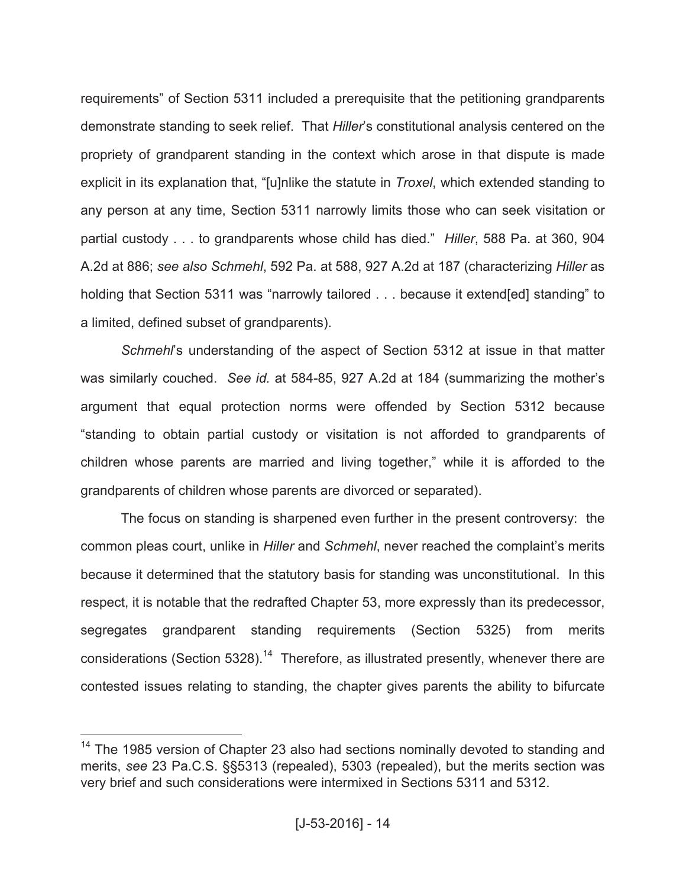requirements" of Section 5311 included a prerequisite that the petitioning grandparents demonstrate standing to seek relief. That *Hiller*'s constitutional analysis centered on the propriety of grandparent standing in the context which arose in that dispute is made explicit in its explanation that, "[u]nlike the statute in *Troxel*, which extended standing to any person at any time, Section 5311 narrowly limits those who can seek visitation or partial custody . . . to grandparents whose child has died." *Hiller*, 588 Pa. at 360, 904 A.2d at 886; *see also Schmehl*, 592 Pa. at 588, 927 A.2d at 187 (characterizing *Hiller* as holding that Section 5311 was "narrowly tailored . . . because it extend[ed] standing" to a limited, defined subset of grandparents).

*Schmehl*'s understanding of the aspect of Section 5312 at issue in that matter was similarly couched. *See id.* at 584-85, 927 A.2d at 184 (summarizing the mother's argument that equal protection norms were offended by Section 5312 because "standing to obtain partial custody or visitation is not afforded to grandparents of children whose parents are married and living together," while it is afforded to the grandparents of children whose parents are divorced or separated).

The focus on standing is sharpened even further in the present controversy: the common pleas court, unlike in *Hiller* and *Schmehl*, never reached the complaint's merits because it determined that the statutory basis for standing was unconstitutional. In this respect, it is notable that the redrafted Chapter 53, more expressly than its predecessor, segregates grandparent standing requirements (Section 5325) from merits considerations (Section 5328).[14] Therefore, as illustrated presently, whenever there are contested issues relating to standing, the chapter gives parents the ability to bifurcate

---

[14] The 1985 version of Chapter 23 also had sections nominally devoted to standing and merits, *see* 23 Pa.C.S. §§5313 (repealed), 5303 (repealed), but the merits section was very brief and such considerations were intermixed in Sections 5311 and 5312.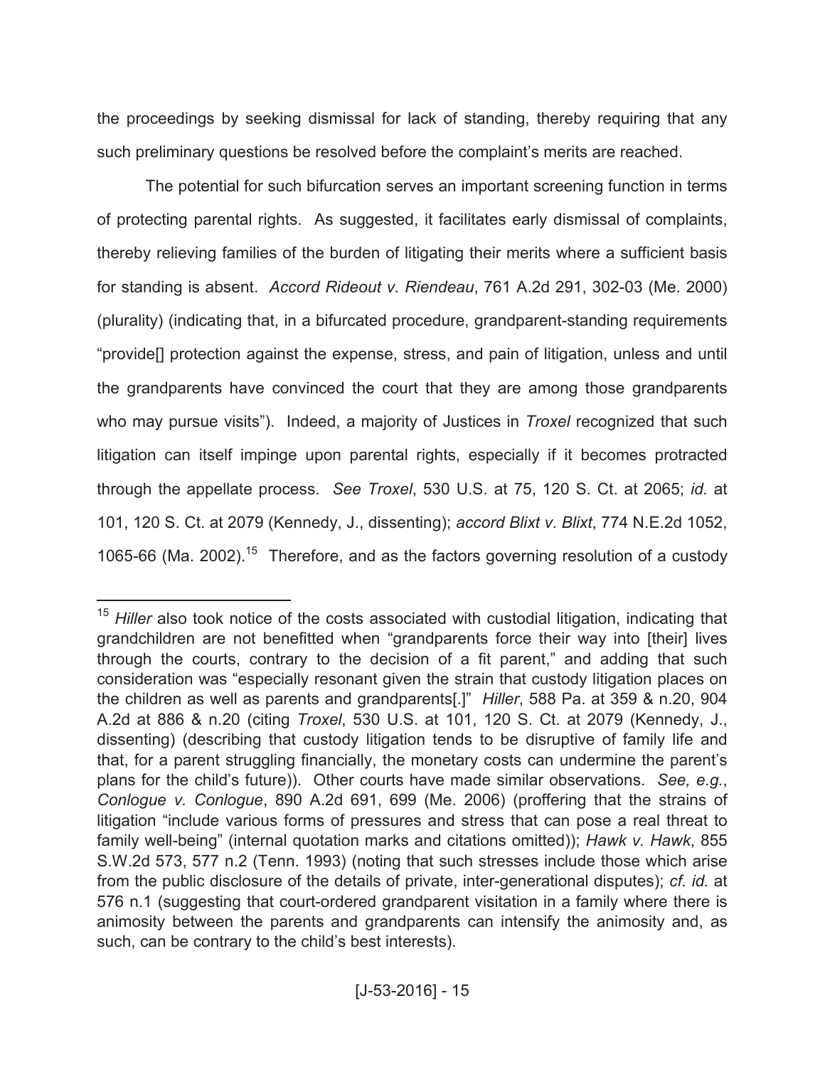the proceedings by seeking dismissal for lack of standing, thereby requiring that any such preliminary questions be resolved before the complaint's merits are reached.

The potential for such bifurcation serves an important screening function in terms of protecting parental rights. As suggested, it facilitates early dismissal of complaints, thereby relieving families of the burden of litigating their merits where a sufficient basis for standing is absent. *Accord Rideout v. Riendeau*, 761 A.2d 291, 302-03 (Me. 2000) (plurality) (indicating that, in a bifurcated procedure, grandparent-standing requirements "provide[] protection against the expense, stress, and pain of litigation, unless and until the grandparents have convinced the court that they are among those grandparents who may pursue visits"). Indeed, a majority of Justices in *Troxel* recognized that such litigation can itself impinge upon parental rights, especially if it becomes protracted through the appellate process. *See Troxel*, 530 U.S. at 75, 120 S. Ct. at 2065; *id.* at 101, 120 S. Ct. at 2079 (Kennedy, J., dissenting); *accord Blixt v. Blixt*, 774 N.E.2d 1052, 1065-66 (Ma. 2002).[15] Therefore, and as the factors governing resolution of a custody

---

[15] *Hiller* also took notice of the costs associated with custodial litigation, indicating that grandchildren are not benefitted when "grandparents force their way into [their] lives through the courts, contrary to the decision of a fit parent," and adding that such consideration was "especially resonant given the strain that custody litigation places on the children as well as parents and grandparents[.]" *Hiller*, 588 Pa. at 359 & n.20, 904 A.2d at 886 & n.20 (citing *Troxel*, 530 U.S. at 101, 120 S. Ct. at 2079 (Kennedy, J., dissenting) (describing that custody litigation tends to be disruptive of family life and that, for a parent struggling financially, the monetary costs can undermine the parent's plans for the child's future)). Other courts have made similar observations. *See, e.g.*, *Conlogue v. Conlogue*, 890 A.2d 691, 699 (Me. 2006) (proffering that the strains of litigation "include various forms of pressures and stress that can pose a real threat to family well-being" (internal quotation marks and citations omitted)); *Hawk v. Hawk*, 855 S.W.2d 573, 577 n.2 (Tenn. 1993) (noting that such stresses include those which arise from the public disclosure of the details of private, inter-generational disputes); *cf. id.* at 576 n.1 (suggesting that court-ordered grandparent visitation in a family where there is animosity between the parents and grandparents can intensify the animosity and, as such, can be contrary to the child's best interests).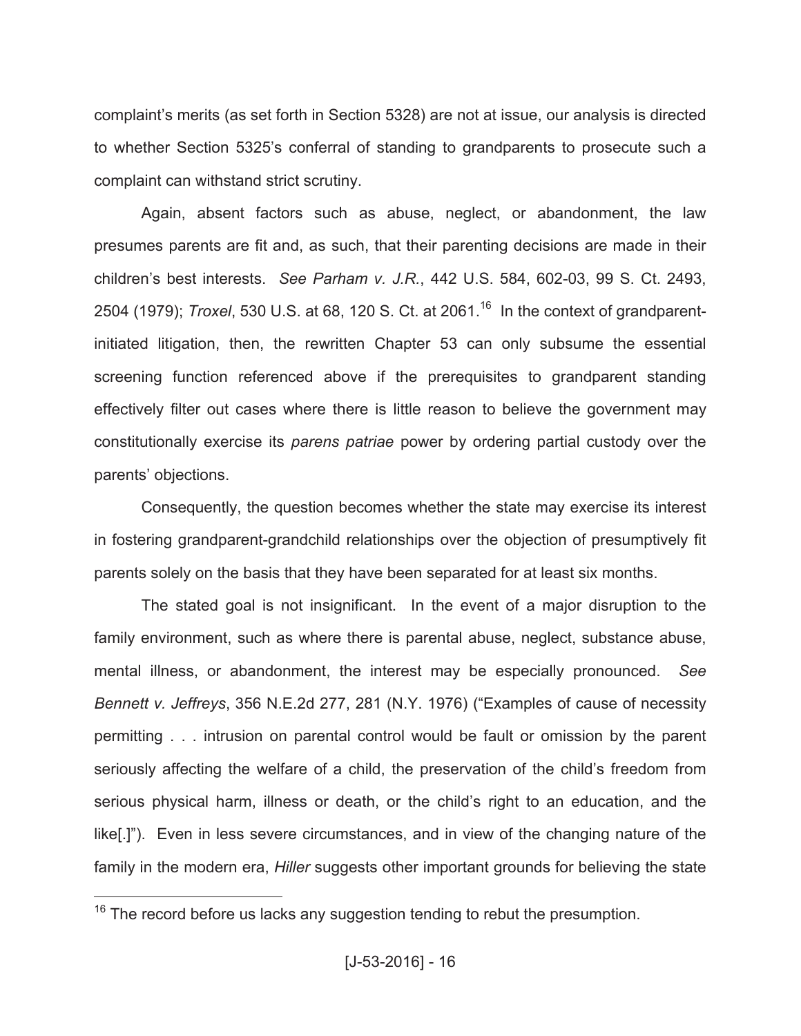complaint's merits (as set forth in Section 5328) are not at issue, our analysis is directed to whether Section 5325's conferral of standing to grandparents to prosecute such a complaint can withstand strict scrutiny.

Again, absent factors such as abuse, neglect, or abandonment, the law presumes parents are fit and, as such, that their parenting decisions are made in their children's best interests. *See Parham v. J.R.*, 442 U.S. 584, 602-03, 99 S. Ct. 2493, 2504 (1979); *Troxel*, 530 U.S. at 68, 120 S. Ct. at 2061.[16] In the context of grandparent-initiated litigation, then, the rewritten Chapter 53 can only subsume the essential screening function referenced above if the prerequisites to grandparent standing effectively filter out cases where there is little reason to believe the government may constitutionally exercise its *parens patriae* power by ordering partial custody over the parents' objections.

Consequently, the question becomes whether the state may exercise its interest in fostering grandparent-grandchild relationships over the objection of presumptively fit parents solely on the basis that they have been separated for at least six months.

The stated goal is not insignificant. In the event of a major disruption to the family environment, such as where there is parental abuse, neglect, substance abuse, mental illness, or abandonment, the interest may be especially pronounced. *See Bennett v. Jeffreys*, 356 N.E.2d 277, 281 (N.Y. 1976) ("Examples of cause of necessity permitting . . . intrusion on parental control would be fault or omission by the parent seriously affecting the welfare of a child, the preservation of the child's freedom from serious physical harm, illness or death, or the child's right to an education, and the like[.]"). Even in less severe circumstances, and in view of the changing nature of the family in the modern era, *Hiller* suggests other important grounds for believing the state

---

[16] The record before us lacks any suggestion tending to rebut the presumption.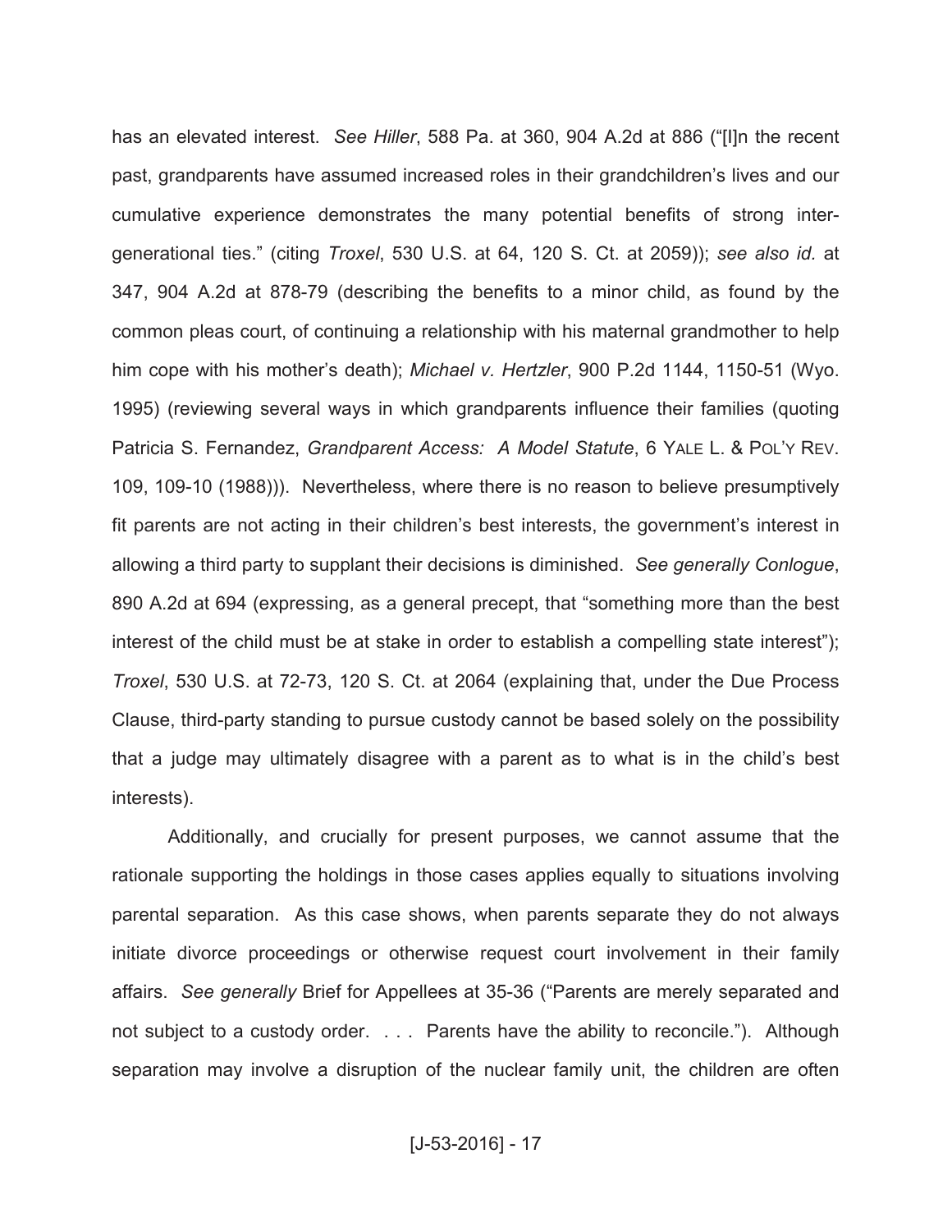has an elevated interest. *See Hiller*, 588 Pa. at 360, 904 A.2d at 886 ("[I]n the recent past, grandparents have assumed increased roles in their grandchildren's lives and our cumulative experience demonstrates the many potential benefits of strong inter-generational ties." (citing *Troxel*, 530 U.S. at 64, 120 S. Ct. at 2059)); *see also id.* at 347, 904 A.2d at 878-79 (describing the benefits to a minor child, as found by the common pleas court, of continuing a relationship with his maternal grandmother to help him cope with his mother's death); *Michael v. Hertzler*, 900 P.2d 1144, 1150-51 (Wyo. 1995) (reviewing several ways in which grandparents influence their families (quoting Patricia S. Fernandez, *Grandparent Access: A Model Statute*, 6 YALE L. & POL'Y REV. 109, 109-10 (1988))). Nevertheless, where there is no reason to believe presumptively fit parents are not acting in their children's best interests, the government's interest in allowing a third party to supplant their decisions is diminished. *See generally Conlogue*, 890 A.2d at 694 (expressing, as a general precept, that "something more than the best interest of the child must be at stake in order to establish a compelling state interest"); *Troxel*, 530 U.S. at 72-73, 120 S. Ct. at 2064 (explaining that, under the Due Process Clause, third-party standing to pursue custody cannot be based solely on the possibility that a judge may ultimately disagree with a parent as to what is in the child's best interests).

Additionally, and crucially for present purposes, we cannot assume that the rationale supporting the holdings in those cases applies equally to situations involving parental separation. As this case shows, when parents separate they do not always initiate divorce proceedings or otherwise request court involvement in their family affairs. *See generally* Brief for Appellees at 35-36 ("Parents are merely separated and not subject to a custody order. . . . Parents have the ability to reconcile."). Although separation may involve a disruption of the nuclear family unit, the children are often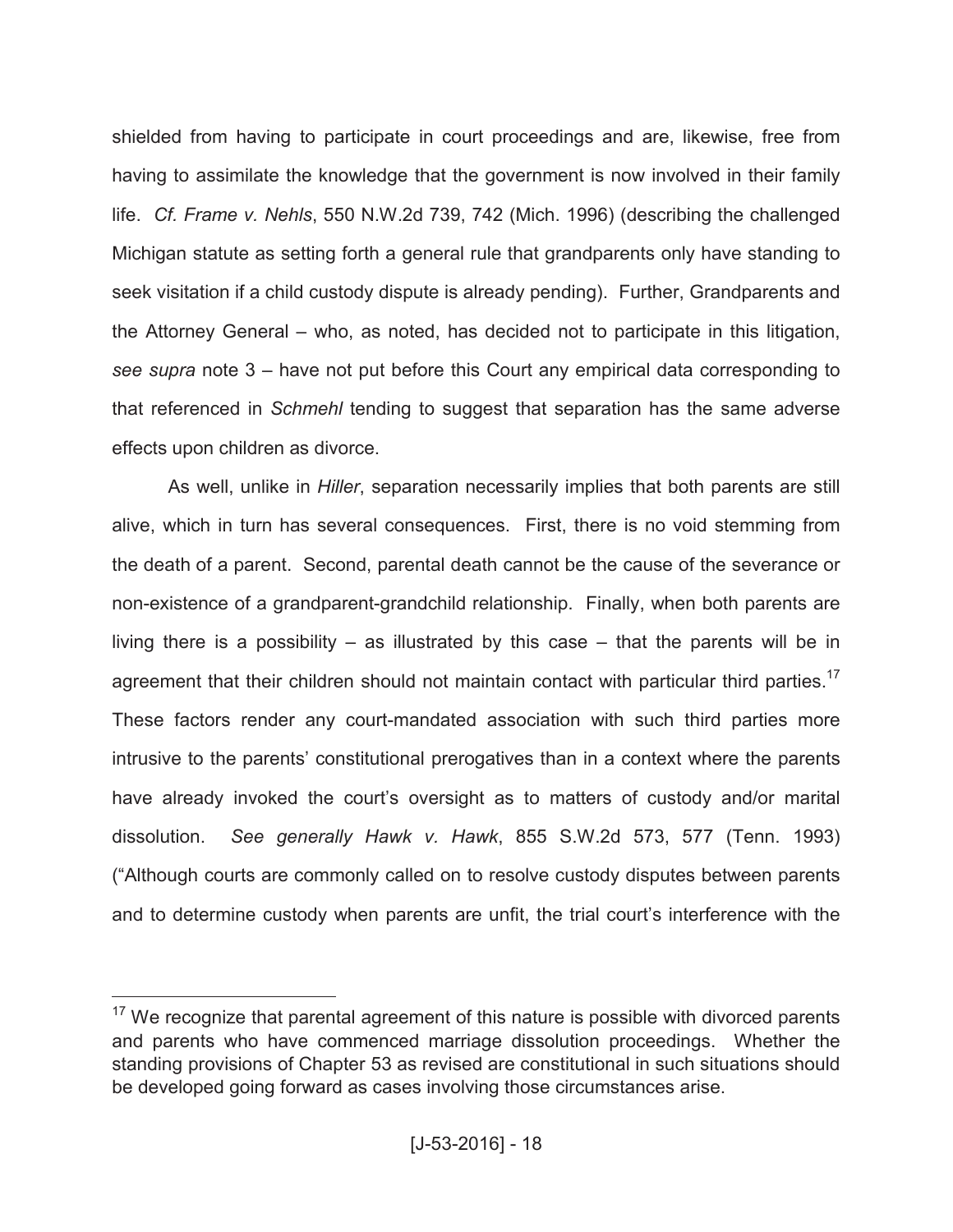shielded from having to participate in court proceedings and are, likewise, free from having to assimilate the knowledge that the government is now involved in their family life. *Cf. Frame v. Nehls*, 550 N.W.2d 739, 742 (Mich. 1996) (describing the challenged Michigan statute as setting forth a general rule that grandparents only have standing to seek visitation if a child custody dispute is already pending). Further, Grandparents and the Attorney General – who, as noted, has decided not to participate in this litigation, *see supra* note 3 – have not put before this Court any empirical data corresponding to that referenced in *Schmehl* tending to suggest that separation has the same adverse effects upon children as divorce.

As well, unlike in *Hiller*, separation necessarily implies that both parents are still alive, which in turn has several consequences. First, there is no void stemming from the death of a parent. Second, parental death cannot be the cause of the severance or non-existence of a grandparent-grandchild relationship. Finally, when both parents are living there is a possibility – as illustrated by this case – that the parents will be in agreement that their children should not maintain contact with particular third parties.[17] These factors render any court-mandated association with such third parties more intrusive to the parents' constitutional prerogatives than in a context where the parents have already invoked the court's oversight as to matters of custody and/or marital dissolution. *See generally Hawk v. Hawk*, 855 S.W.2d 573, 577 (Tenn. 1993) ("Although courts are commonly called on to resolve custody disputes between parents and to determine custody when parents are unfit, the trial court's interference with the

[17] We recognize that parental agreement of this nature is possible with divorced parents and parents who have commenced marriage dissolution proceedings. Whether the standing provisions of Chapter 53 as revised are constitutional in such situations should be developed going forward as cases involving those circumstances arise.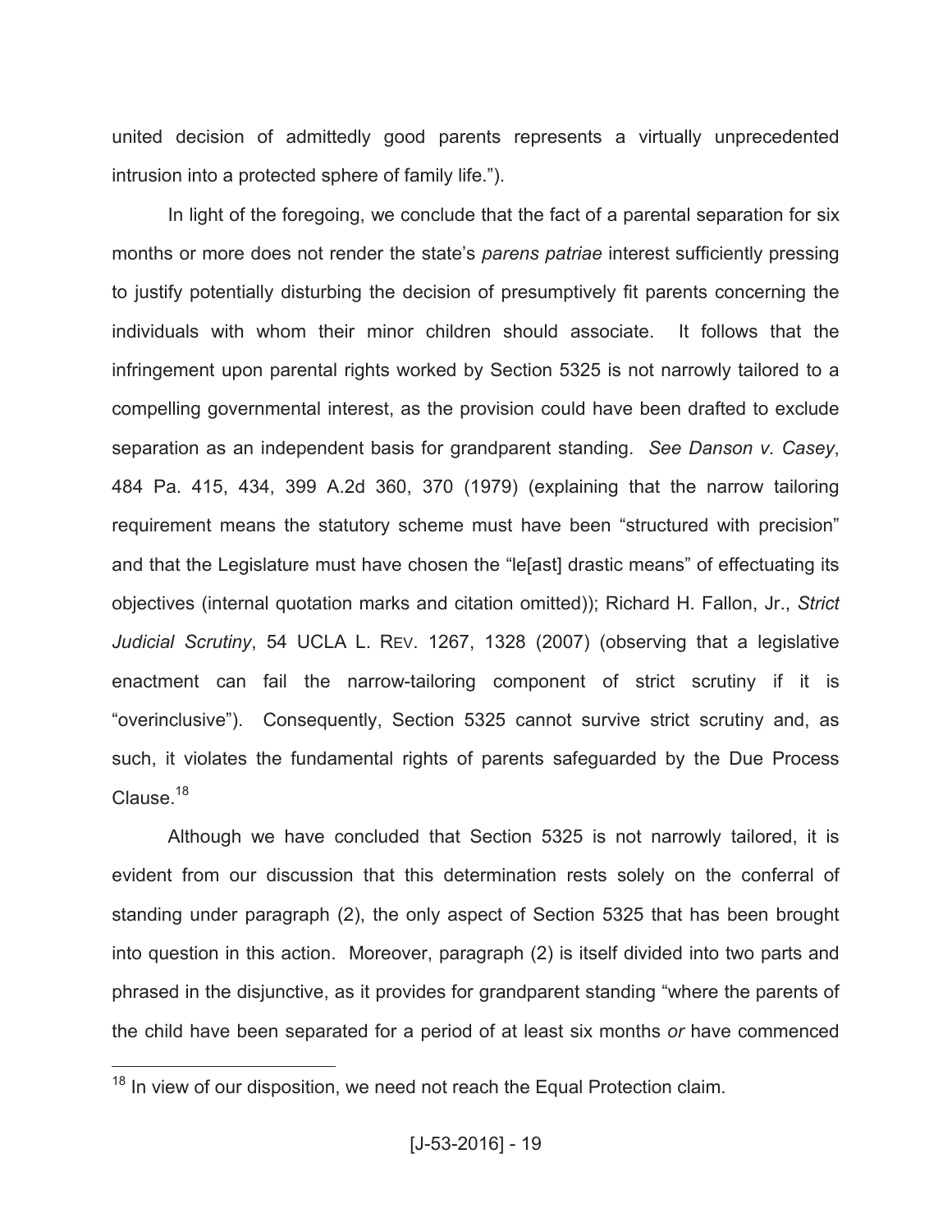united decision of admittedly good parents represents a virtually unprecedented intrusion into a protected sphere of family life.").

In light of the foregoing, we conclude that the fact of a parental separation for six months or more does not render the state's *parens patriae* interest sufficiently pressing to justify potentially disturbing the decision of presumptively fit parents concerning the individuals with whom their minor children should associate. It follows that the infringement upon parental rights worked by Section 5325 is not narrowly tailored to a compelling governmental interest, as the provision could have been drafted to exclude separation as an independent basis for grandparent standing. *See Danson v. Casey*, 484 Pa. 415, 434, 399 A.2d 360, 370 (1979) (explaining that the narrow tailoring requirement means the statutory scheme must have been "structured with precision" and that the Legislature must have chosen the "le[ast] drastic means" of effectuating its objectives (internal quotation marks and citation omitted)); Richard H. Fallon, Jr., *Strict Judicial Scrutiny*, 54 UCLA L. REV. 1267, 1328 (2007) (observing that a legislative enactment can fail the narrow-tailoring component of strict scrutiny if it is "overinclusive"). Consequently, Section 5325 cannot survive strict scrutiny and, as such, it violates the fundamental rights of parents safeguarded by the Due Process Clause.[18]

Although we have concluded that Section 5325 is not narrowly tailored, it is evident from our discussion that this determination rests solely on the conferral of standing under paragraph (2), the only aspect of Section 5325 that has been brought into question in this action. Moreover, paragraph (2) is itself divided into two parts and phrased in the disjunctive, as it provides for grandparent standing "where the parents of the child have been separated for a period of at least six months *or* have commenced

---

[18] In view of our disposition, we need not reach the Equal Protection claim.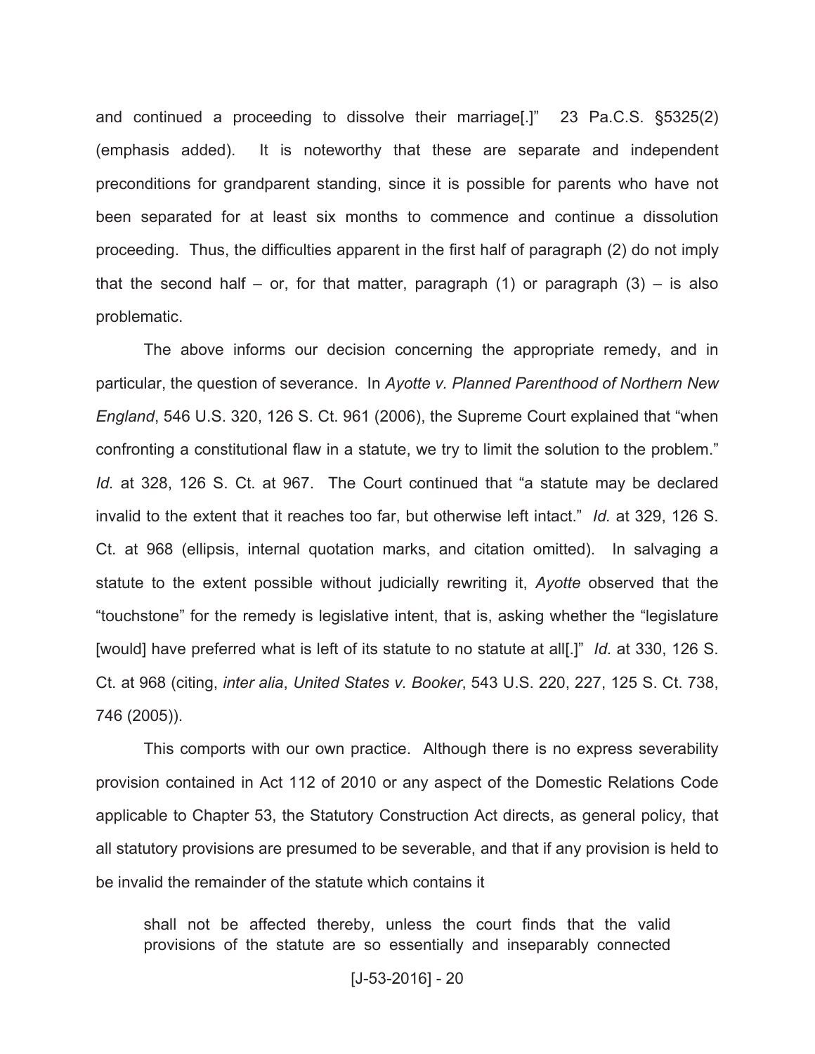and continued a proceeding to dissolve their marriage[.]" 23 Pa.C.S. §5325(2) (emphasis added). It is noteworthy that these are separate and independent preconditions for grandparent standing, since it is possible for parents who have not been separated for at least six months to commence and continue a dissolution proceeding. Thus, the difficulties apparent in the first half of paragraph (2) do not imply that the second half – or, for that matter, paragraph (1) or paragraph (3) – is also problematic.

The above informs our decision concerning the appropriate remedy, and in particular, the question of severance. In *Ayotte v. Planned Parenthood of Northern New England*, 546 U.S. 320, 126 S. Ct. 961 (2006), the Supreme Court explained that "when confronting a constitutional flaw in a statute, we try to limit the solution to the problem." *Id.* at 328, 126 S. Ct. at 967. The Court continued that "a statute may be declared invalid to the extent that it reaches too far, but otherwise left intact." *Id.* at 329, 126 S. Ct. at 968 (ellipsis, internal quotation marks, and citation omitted). In salvaging a statute to the extent possible without judicially rewriting it, *Ayotte* observed that the "touchstone" for the remedy is legislative intent, that is, asking whether the "legislature [would] have preferred what is left of its statute to no statute at all[.]" *Id.* at 330, 126 S. Ct. at 968 (citing, *inter alia*, *United States v. Booker*, 543 U.S. 220, 227, 125 S. Ct. 738, 746 (2005)).

This comports with our own practice. Although there is no express severability provision contained in Act 112 of 2010 or any aspect of the Domestic Relations Code applicable to Chapter 53, the Statutory Construction Act directs, as general policy, that all statutory provisions are presumed to be severable, and that if any provision is held to be invalid the remainder of the statute which contains it

> shall not be affected thereby, unless the court finds that the valid provisions of the statute are so essentially and inseparably connected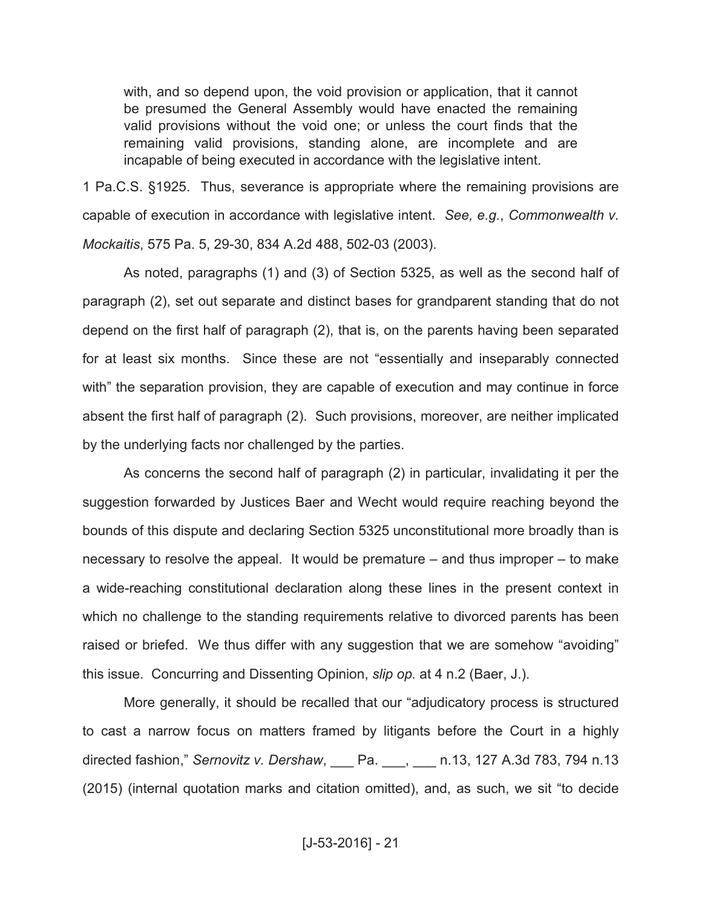> with, and so depend upon, the void provision or application, that it cannot be presumed the General Assembly would have enacted the remaining valid provisions without the void one; or unless the court finds that the remaining valid provisions, standing alone, are incomplete and are incapable of being executed in accordance with the legislative intent.

1 Pa.C.S. §1925. Thus, severance is appropriate where the remaining provisions are capable of execution in accordance with legislative intent. *See, e.g.*, *Commonwealth v. Mockaitis*, 575 Pa. 5, 29-30, 834 A.2d 488, 502-03 (2003).

As noted, paragraphs (1) and (3) of Section 5325, as well as the second half of paragraph (2), set out separate and distinct bases for grandparent standing that do not depend on the first half of paragraph (2), that is, on the parents having been separated for at least six months. Since these are not "essentially and inseparably connected with" the separation provision, they are capable of execution and may continue in force absent the first half of paragraph (2). Such provisions, moreover, are neither implicated by the underlying facts nor challenged by the parties.

As concerns the second half of paragraph (2) in particular, invalidating it per the suggestion forwarded by Justices Baer and Wecht would require reaching beyond the bounds of this dispute and declaring Section 5325 unconstitutional more broadly than is necessary to resolve the appeal. It would be premature – and thus improper – to make a wide-reaching constitutional declaration along these lines in the present context in which no challenge to the standing requirements relative to divorced parents has been raised or briefed. We thus differ with any suggestion that we are somehow "avoiding" this issue. Concurring and Dissenting Opinion, *slip op.* at 4 n.2 (Baer, J.).

More generally, it should be recalled that our "adjudicatory process is structured to cast a narrow focus on matters framed by litigants before the Court in a highly directed fashion," *Sernovitz v. Dershaw*, ___ Pa. ___, ___ n.13, 127 A.3d 783, 794 n.13 (2015) (internal quotation marks and citation omitted), and, as such, we sit "to decide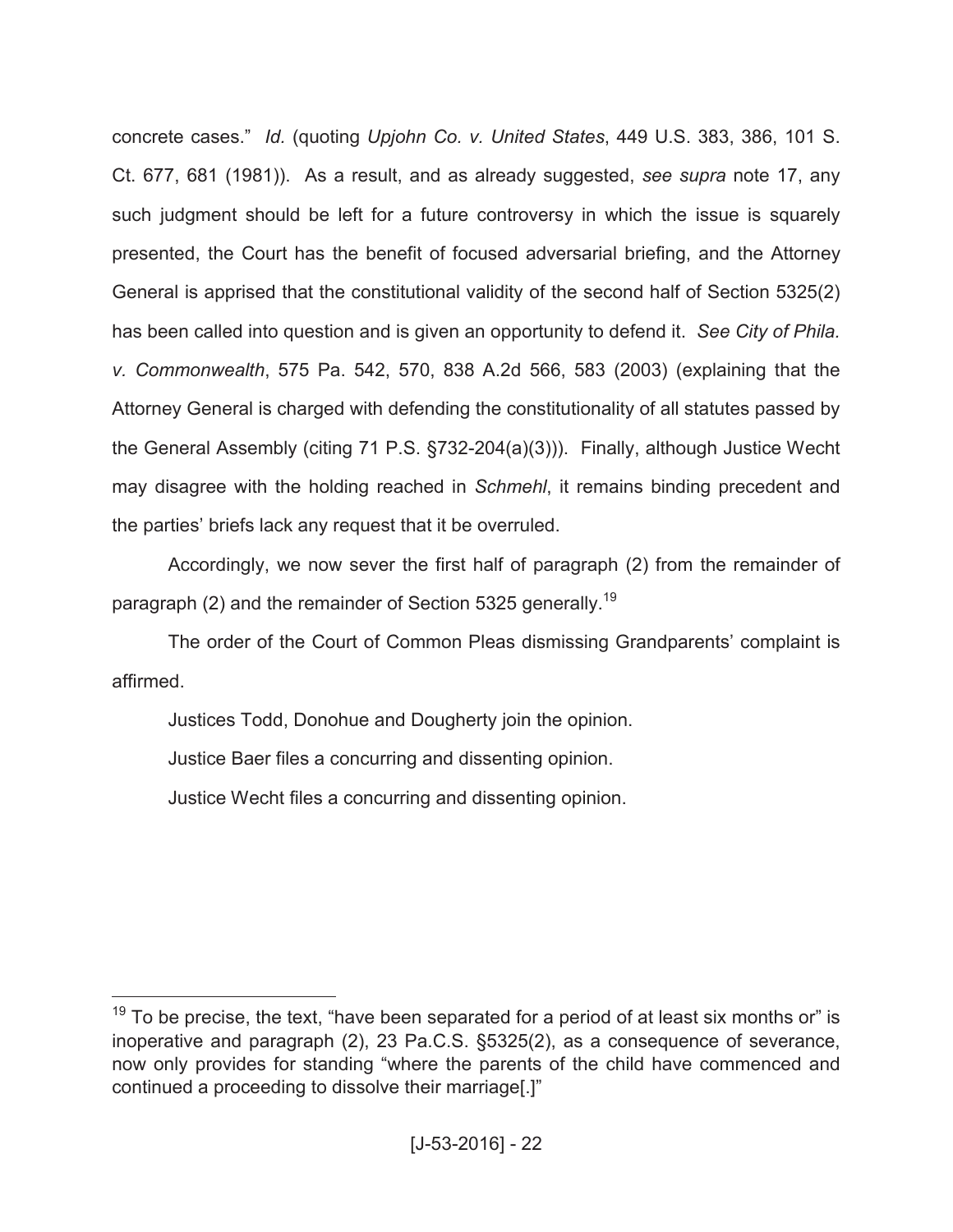concrete cases." *Id.* (quoting *Upjohn Co. v. United States*, 449 U.S. 383, 386, 101 S. Ct. 677, 681 (1981)). As a result, and as already suggested, *see supra* note 17, any such judgment should be left for a future controversy in which the issue is squarely presented, the Court has the benefit of focused adversarial briefing, and the Attorney General is apprised that the constitutional validity of the second half of Section 5325(2) has been called into question and is given an opportunity to defend it. *See City of Phila. v. Commonwealth*, 575 Pa. 542, 570, 838 A.2d 566, 583 (2003) (explaining that the Attorney General is charged with defending the constitutionality of all statutes passed by the General Assembly (citing 71 P.S. §732-204(a)(3))). Finally, although Justice Wecht may disagree with the holding reached in *Schmehl*, it remains binding precedent and the parties' briefs lack any request that it be overruled.

Accordingly, we now sever the first half of paragraph (2) from the remainder of paragraph (2) and the remainder of Section 5325 generally.[19]

The order of the Court of Common Pleas dismissing Grandparents' complaint is affirmed.

Justices Todd, Donohue and Dougherty join the opinion.

Justice Baer files a concurring and dissenting opinion.

Justice Wecht files a concurring and dissenting opinion.

---

[19] To be precise, the text, "have been separated for a period of at least six months or" is inoperative and paragraph (2), 23 Pa.C.S. §5325(2), as a consequence of severance, now only provides for standing "where the parents of the child have commenced and continued a proceeding to dissolve their marriage[.]"